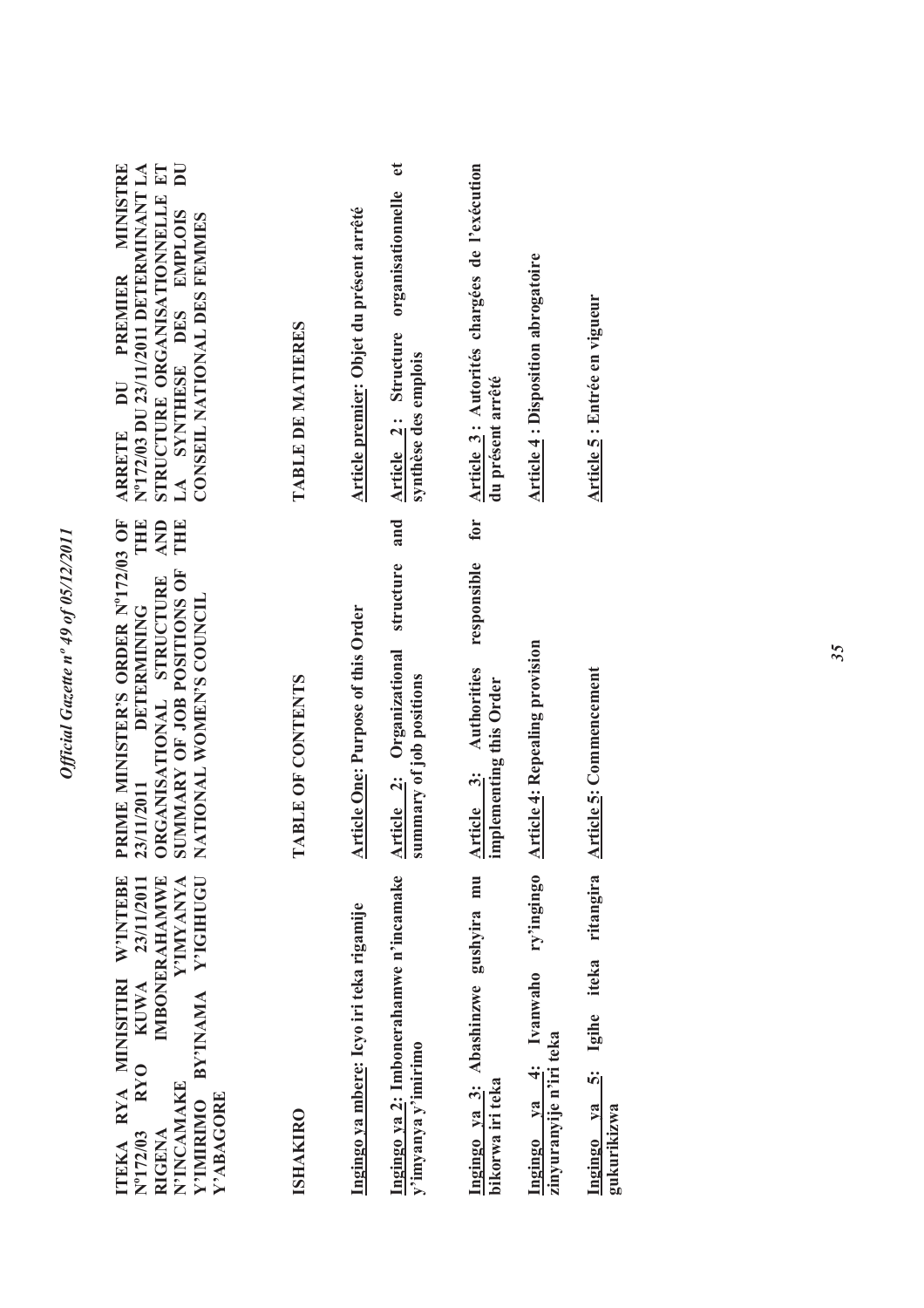**ITEKA RYA MINISITIRI W'INTEBE N°172/03 RYO KUWA 23/11/2011 RIGENA IMBONERAHAMWE N'INCAMAKE Y'IMYANYA Y'IMIRIMO BY'INAMA Y'IGIHUGU Y'ABAGORE**

**ISHAKIRO**

**Ingingo ya mbere: Icyo iri teka rigamije**

**Ingingo ya 2: Imbonerahamwe n'incamake y'imyanya y'imirimo**

**Ingingo ya 3: Abashinzwe gushyira mu bikorwa iri teka**

**Ingingo ya 4: Ivanwaho ry'ingingo zinyuranyije n'iri teka**

**Ingingo ya 5: Igihe iteka ritangira gukurikizwa**

**PRIME MINISTER'S ORDER N°172/03 OF 23/11/2011 DETERMINING THE ORGANISATIONAL STRUCTURE AND SUMMARY OF JOB POSITIONS OF THE NATIONAL WOMEN'S COUNCIL**

**TABLE OF CONTENTS**

**Article One: Purpose of this Order**

**Article 2: Organizational structure and summary of job positions**

**Article 3: Authorities responsible for implementing this Order**

**Article 4: Repealing provision**

**Article 5: Commencement**

**ARRETE DU PREMIER MINISTRE N°172/03 DU 23/11/2011 DETERMINANT LA STRUCTURE ORGANISATIONNELLE ET LA SYNTHESE DES EMPLOIS DU CONSEIL NATIONAL DES FEMMES**

**TABLE DE MATIERES**

**Article premier: Objet du présent arrêté**

**Article 2 : Structure organisationnelle et synthèse des emplois**

**Article 3 : Autorités chargées de l'exécution du présent arrêté**

**Article 4 : Disposition abrogatoire**

**Article 5 : Entrée en vigueur**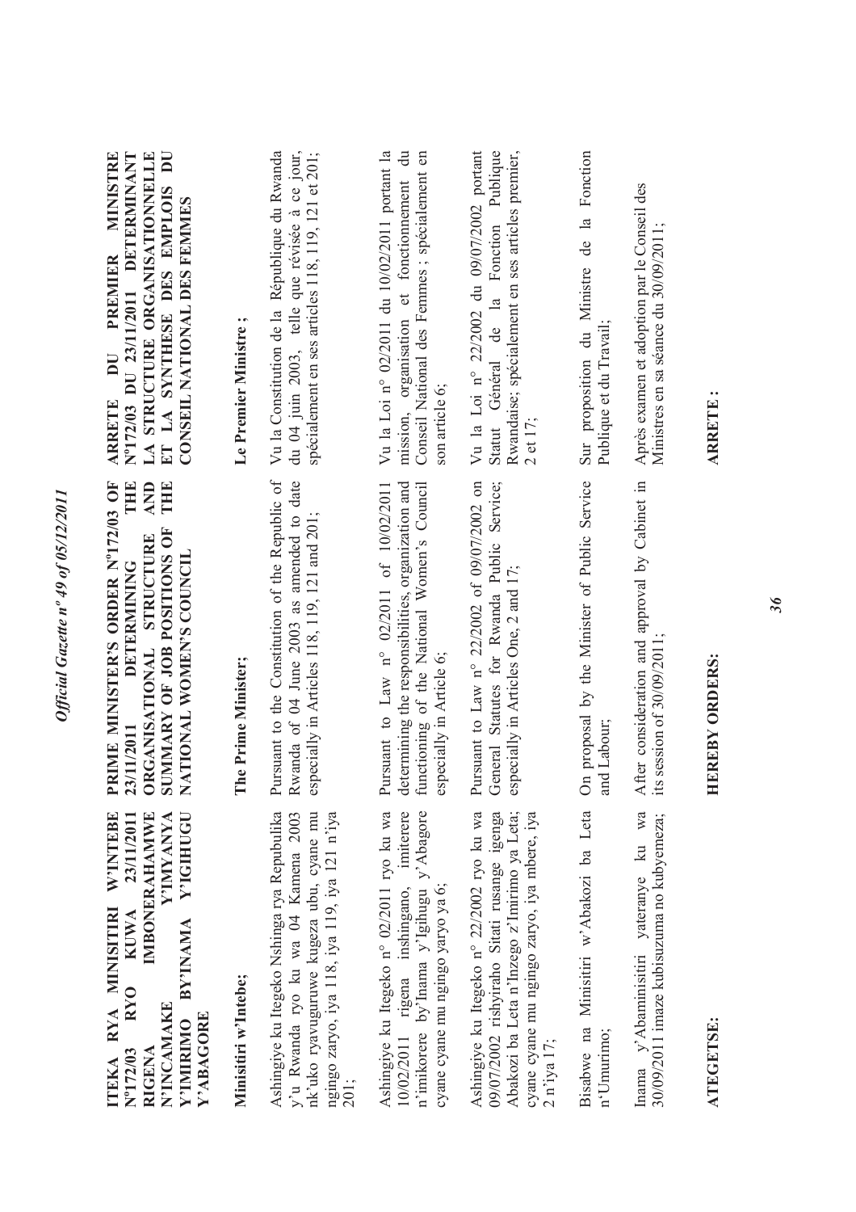**ITEKA RYA MINISITIRI W'INTEBE N°172/03 RYO KUWA 23/11/2011 RIGENA IMBONERAHAMWE N'INCAMAKE Y'IMYANYA Y'IMIRIMO BY'INAMA Y'IGIHUGU Y'ABAGORE**

**Minisitiri w'Intebe;**

Ashingiye ku Itegeko Nshinga rya Repubulika y'u Rwanda ryo ku wa 04 Kamena 2003 nk'uko ryavuguruwe kugeza ubu, cyane mu ngingo zaryo, iya 118, iya 119, iya 121 n'iya 201;

Ashingiye ku Itegeko n° 02/2011 ryo ku wa 10/02/2011 rigena inshingano, imiterere n'imikorere by'Inama y'Igihugu y'Abagore cyane cyane mu ngingo yaryo ya 6;

Ashingiye ku Itegeko n° 22/2002 ryo ku wa 09/07/2002 rishyiraho Sitati rusange igenga Abakozi ba Leta n'Inzego z'Imirimo ya Leta; cyane cyane mu ngingo zaryo, iya mbere, iya 2 n'iya 17;

Bisabwe na Minisitiri w'Abakozi ba Leta n'Umurimo;

Inama y'Abaminisitiri yateranye ku wa 30/09/2011 imaze kubisuzuma no kubyemeza;

**ATEGETSE:**

**PRIME MINISTER'S ORDER N°172/03 OF 23/11/2011 DETERMINING THE ORGANISATIONAL STRUCTURE AND SUMMARY OF JOB POSITIONS OF THE NATIONAL WOMEN'S COUNCIL**

**The Prime Minister;**

Pursuant to the Constitution of the Republic of Rwanda of 04 June 2003 as amended to date especially in Articles 118, 119, 121 and 201;

Pursuant to Law n° 02/2011 of 10/02/2011 determining the responsibilities, organization and functioning of the National Women's Council especially in Article 6;

Pursuant to Law n° 22/2002 of 09/07/2002 on General Statutes for Rwanda Public Service; especially in Articles One, 2 and 17;

On proposal by the Minister of Public Service and Labour;

After consideration and approval by Cabinet in its session of 30/09/2011;

**HEREBY ORDERS:**

**ARRETE DU PREMIER MINISTRE N°172/03 DU 23/11/2011 DETERMINANT LA STRUCTURE ORGANISATIONNELLE ET LA SYNTHESE DES EMPLOIS DU CONSEIL NATIONAL DES FEMMES**

**Le Premier Ministre ;**

Vu la Constitution de la République du Rwanda du 04 juin 2003, telle que révisée à ce jour, spécialement en ses articles 118, 119, 121 et 201;

Vu la Loi n° 02/2011 du 10/02/2011 portant la mission, organisation et fonctionnement du Conseil National des Femmes ; spécialement en son article 6;

Vu la Loi n° 22/2002 du 09/07/2002 portant Statut Général de la Fonction Publique Rwandaise; spécialement en ses articles premier, 2 et 17;

Sur proposition du Ministre de la Fonction Publique et du Travail;

Après examen et adoption par le Conseil des Ministres en sa séance du 30/09/2011;

**ARRETE :**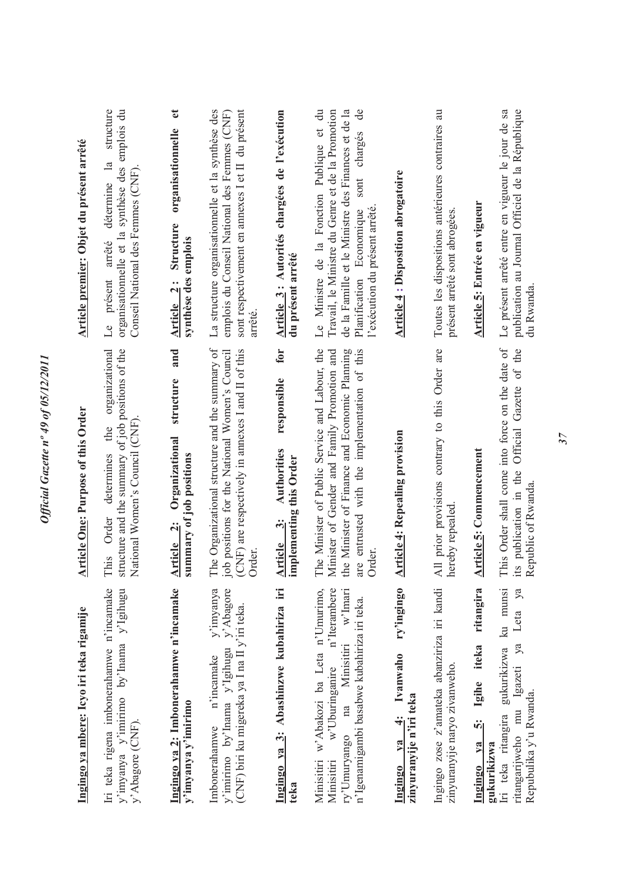**Ingingo ya mbere: Icyo iri teka rigamije**

Iri teka rigena imbonerahamwe n'incamake y'imyanya y'imirimo by'Inama y'Igihugu y'Abagore (CNF).

**Ingingo ya 2: Imbonerahamwe n'incamake y'imyanya y'imirimo**

Imbonerahamwe n'incamake y'imyanya y'imirimo by'Inama y'Igihugu y'Abagore (CNF) biri ku migereka ya I na II y'iri teka.

**Ingingo ya 3: Abashinzwe kubahiriza iri teka**

Minisitiri w'Abakozi ba Leta n'Umurimo, Minisitiri w'Uburinganire n'Iterambere ry'Umuryango na Minisitiri w'Imari n'Igenamigambi basabwe kubahiriza iri teka.

**Ingingo ya 4: Ivanwaho ry'ingingo zinyuranyije n'iri teka**

Ingingo zose z'amateka abanziriza iri kandi zinyuranyije naryo zivanweho.

**Ingingo ya 5: Igihe iteka ritangira gukurikizwa**

Iri teka ritangira gukurikizwa ku munsi ritangarijweho mu Igazeti ya Leta ya Repubulika y'u Rwanda.

**Article One: Purpose of this Order**

This Order determines the organizational structure and the summary of job positions of the National Women's Council (CNF).

**Article 2: Organizational structure and summary of job positions**

The Organizational structure and the summary of job positions for the National Women's Council (CNF) are respectively in annexes I and II of this Order.

**Article 3: Authorities responsible for implementing this Order**

The Minister of Public Service and Labour, the Minister of Gender and Family Promotion and the Minister of Finance and Economic Planning are entrusted with the implementation of this Order.

**Article 4: Repealing provision**

All prior provisions contrary to this Order are hereby repealed.

**Article 5: Commencement**

This Order shall come into force on the date of its publication in the Official Gazette of the Republic of Rwanda.

**Article premier: Objet du présent arrêté**

Le présent arrêté détermine la structure organisationnelle et la synthèse des emplois du Conseil National des Femmes (CNF).

**Article 2 : Structure organisationnelle et synthèse des emplois**

La structure organisationnelle et la synthèse des emplois du Conseil National des Femmes (CNF) sont respectivement en annexes I et II du présent arrêté.

**Article 3 : Autorités chargées de l'exécution du présent arrêté**

Le Ministre de la Fonction Publique et du Travail, le Ministre du Genre et de la Promotion de la Famille et le Ministre des Finances et de la Planification Economique sont chargés de l'exécution du présent arrêté.

**Article 4 : Disposition abrogatoire**

Toutes les dispositions antérieures contraires au présent arrêté sont abrogées.

**Article 5: Entrée en vigueur**

Le présent arrêté entre en vigueur le jour de sa publication au Journal Officiel de la République du Rwanda.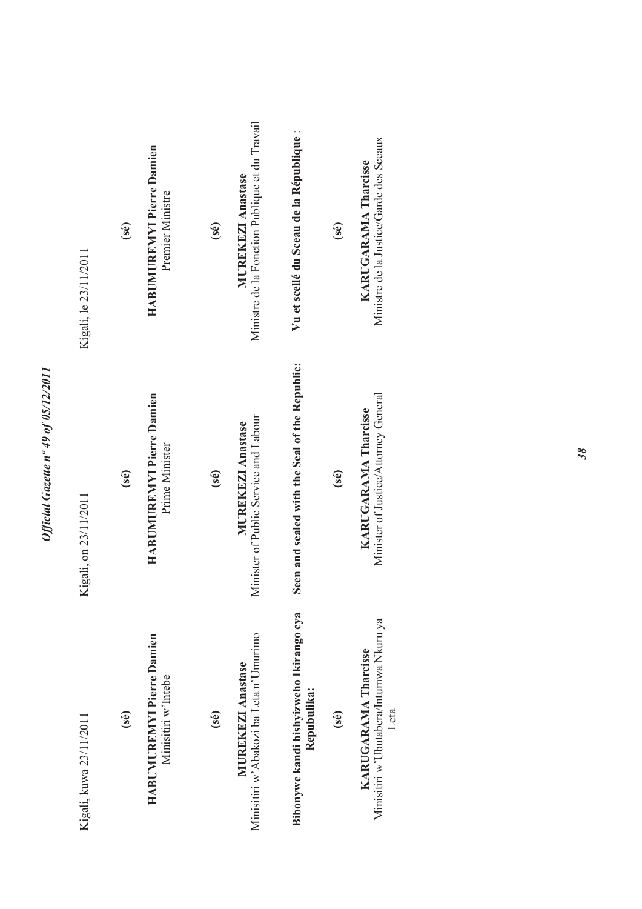Kigali, kuwa 23/11/2011

(sé)

**HABUMUREMYI Pierre Damien**
Minisitiri w'Intebe

(sé)

**MUREKEZI Anastase**
Minisitiri w'Abakozi ba Leta n'Umurimo

**Bibonywe kandi bishyizweho Ikirango cya Repubulika:**

(sé)

**KARUGARAMA Tharcisse**
Minisitiri w'Ubutabera/Intumwa Nkuru ya Leta

Kigali, on 23/11/2011

(sé)

**HABUMUREMYI Pierre Damien**
Prime Minister

(sé)

**MUREKEZI Anastase**
Minister of Public Service and Labour

**Seen and sealed with the Seal of the Republic:**

(sé)

**KARUGARAMA Tharcisse**
Minister of Justice/Attorney General

Kigali, le 23/11/2011

(sé)

**HABUMUREMYI Pierre Damien**
Premier Ministre

(sé)

**MUREKEZI Anastase**
Ministre de la Fonction Publique et du Travail

**Vu et scellé du Sceau de la République** :

(sé)

**KARUGARAMA Tharcisse**
Ministre de la Justice/Garde des Sceaux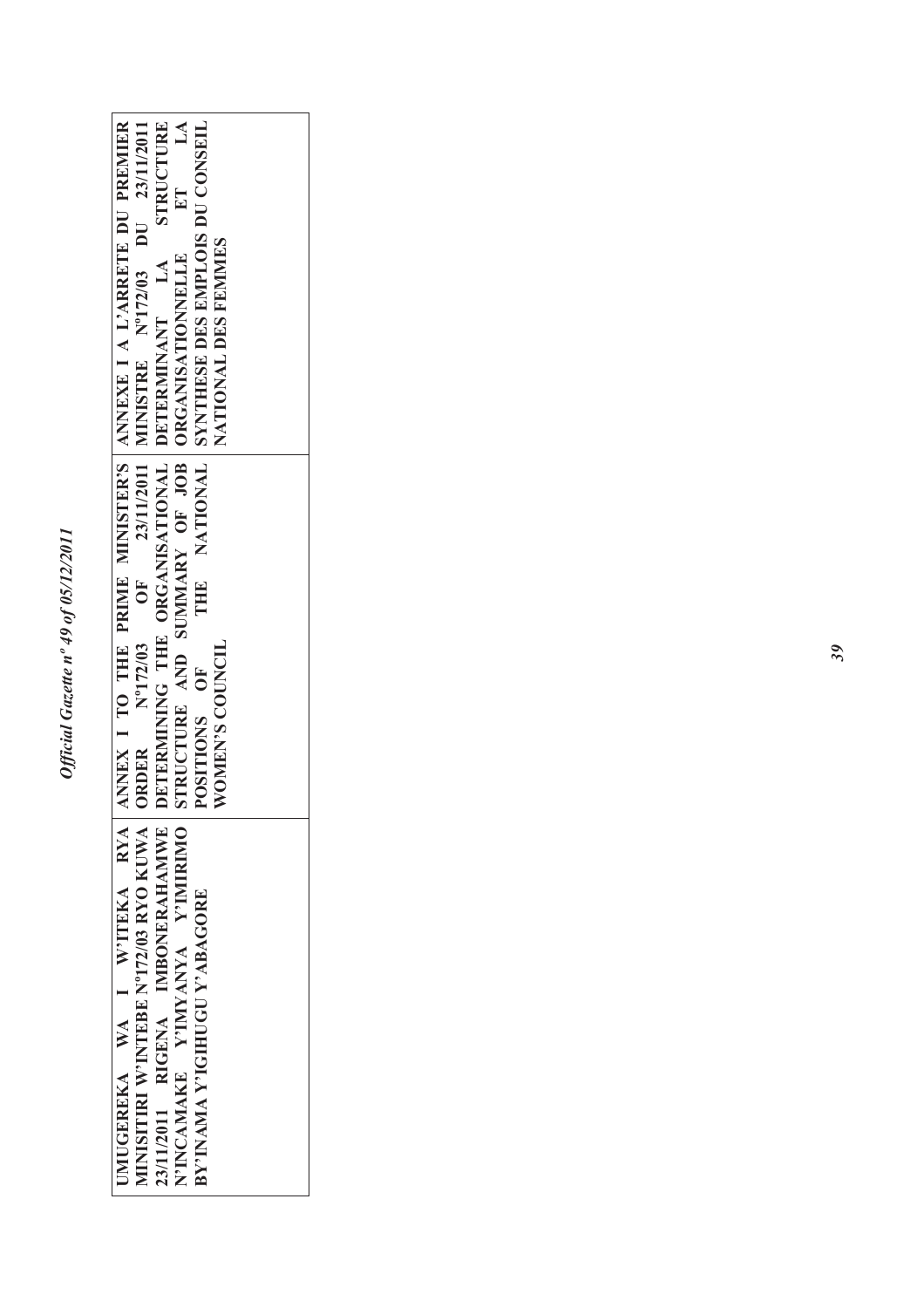| | | |
|---|---|---|
| **UMUGEREKA WA I W'ITEKA RYA MINISITIRI W'INTEBE Nº172/03 RYO KUWA 23/11/2011 RIGENA IMBONERAHAMWE N'INCAMAKE Y'IMYANYA Y'IMIRIMO BY'INAMA Y'IGIHUGU Y'ABAGORE** | **ANNEX I TO THE PRIME MINISTER'S ORDER Nº172/03 OF 23/11/2011 DETERMINING THE ORGANISATIONAL STRUCTURE AND SUMMARY OF JOB POSITIONS OF THE NATIONAL WOMEN'S COUNCIL** | **ANNEXE I A L'ARRETE DU PREMIER MINISTRE Nº172/03 DU 23/11/2011 DETERMINANT LA STRUCTURE ORGANISATIONNELLE ET LA SYNTHESE DES EMPLOIS DU CONSEIL NATIONAL DES FEMMES** |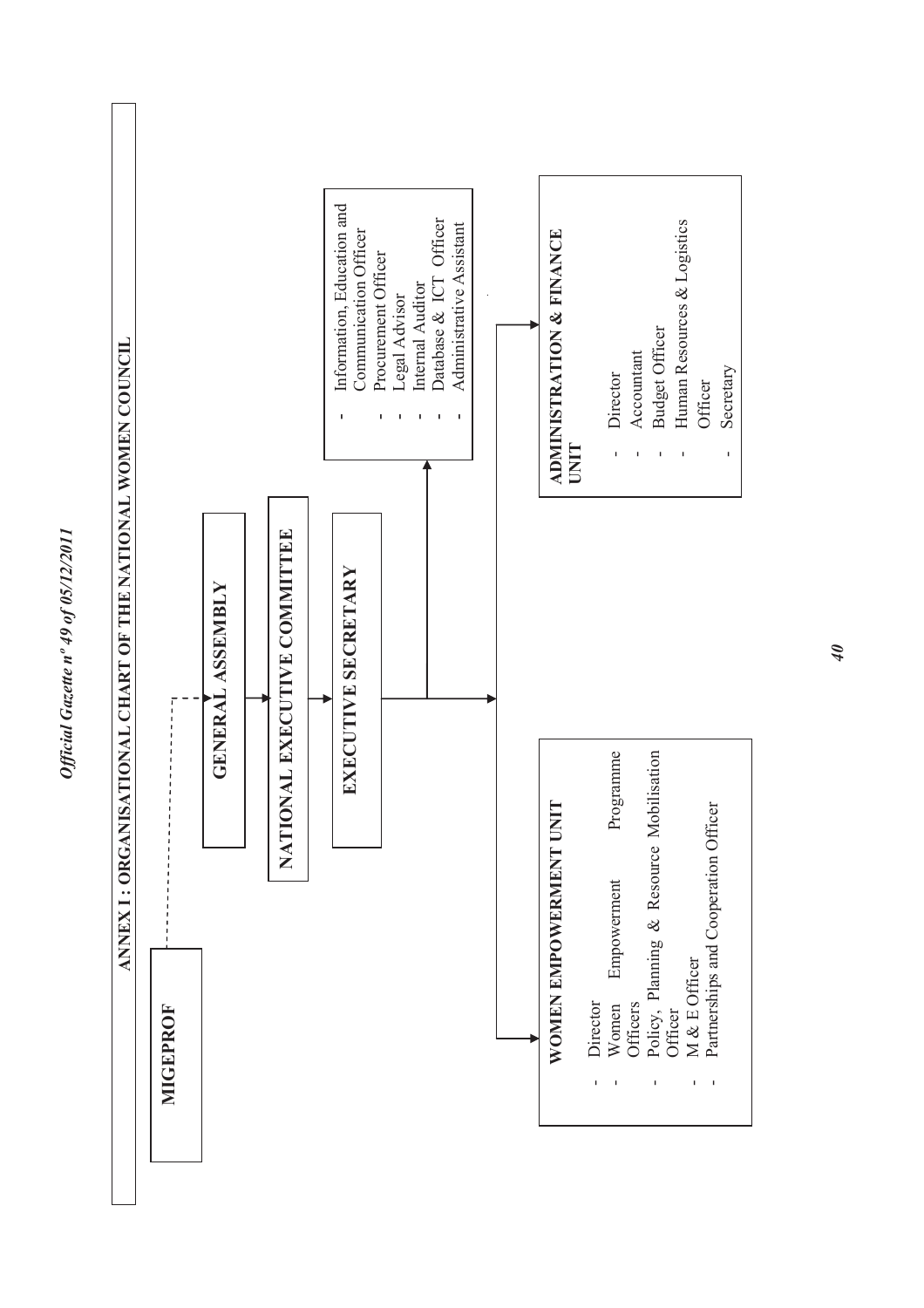## ANNEX I : ORGANISATIONAL CHART OF THE NATIONAL WOMEN COUNCIL

**MIGEPROF**

**GENERAL ASSEMBLY**

**NATIONAL EXECUTIVE COMMITTEE**

**EXECUTIVE SECRETARY**

- Information, Education and Communication Officer
- Procurement Officer
- Legal Advisor
- Internal Auditor
- Database & ICT Officer
- Administrative Assistant

**WOMEN EMPOWERMENT UNIT**

- Director
- Women Empowerment Programme Officers
- Policy, Planning & Resource Mobilisation Officer
- M & E Officer
- Partnerships and Cooperation Officer

**ADMINISTRATION & FINANCE UNIT**

- Director
- Accountant
- Budget Officer
- Human Resources & Logistics Officer
- Secretary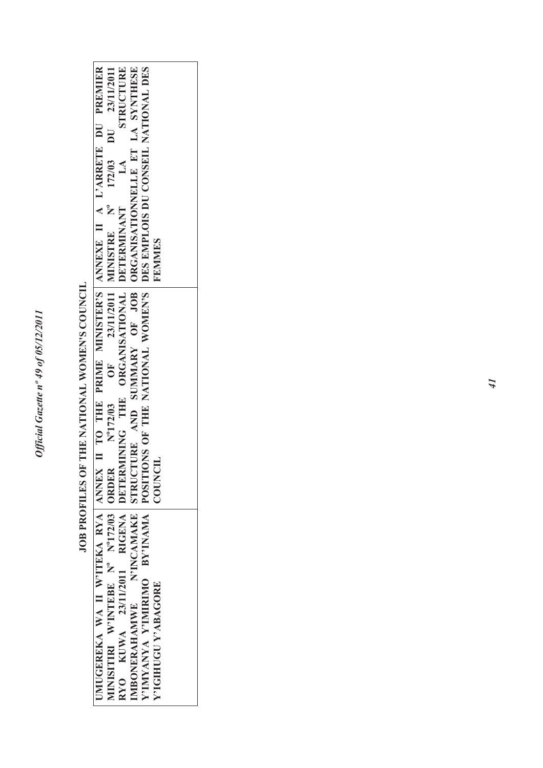## JOB PROFILES OF THE NATIONAL WOMEN'S COUNCIL

| | | |
|---|---|---|
| **UMUGEREKA WA II W'ITEKA RYA MINISITIRI W'INTEBE Nº Nº172/03 RYO KUWA 23/11/2011 RIGENA IMBONERAHAMWE N'INCAMAKE Y'IMYANYA Y'IMIRIMO BY'INAMA Y'IGIHUGU Y'ABAGORE** | **ANNEX II TO THE PRIME MINISTER'S ORDER Nº172/03 OF 23/11/2011 DETERMINING THE ORGANISATIONAL STRUCTURE AND SUMMARY OF JOB POSITIONS OF THE NATIONAL WOMEN'S COUNCIL** | **ANNEXE II A L'ARRETE DU PREMIER MINISTRE Nº 172/03 DU 23/11/2011 DETERMINANT LA STRUCTURE ORGANISATIONNELLE ET LA SYNTHESE DES EMPLOIS DU CONSEIL NATIONAL DES FEMMES** |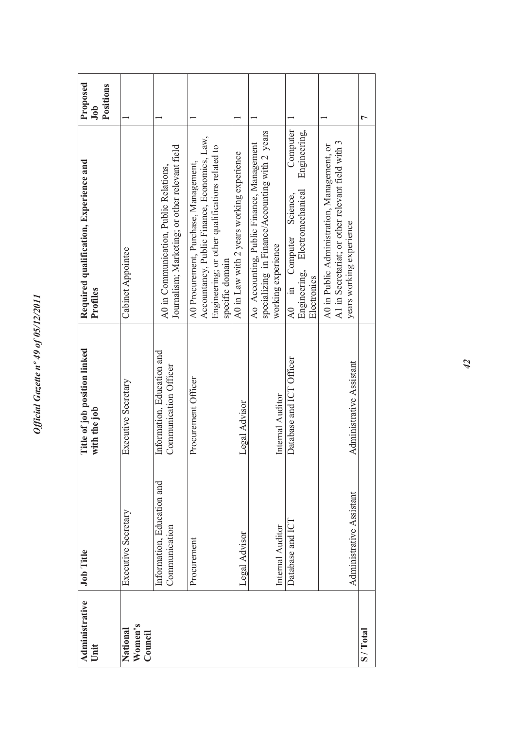| Administrative Unit | Job Title | Title of job position linked with the job | Required qualification, Experience and Profiles | Proposed Job Positions |
|---|---|---|---|---|
| **National Women's Council** | Executive Secretary | Executive Secretary | Cabinet Appointee | 1 |
| | Information, Education and Communication | Information, Education and Communication Officer | A0 in Communication, Public Relations, Journalism; Marketing; or other relevant field | 1 |
| | Procurement | Procurement Officer | A0 Procurement, Purchase, Management, Accountancy, Public Finance, Economics, Law, Engineering; or other qualifications related to specific domain | 1 |
| | Legal Advisor | Legal Advisor | A0 in Law with 2 years working experience | 1 |
| | Internal Auditor | Internal Auditor | Ao Accounting, Public Finance, Management specializing in Finance/Accounting with 2 years working experience | 1 |
| | Database and ICT | Database and ICT Officer | A0 in Computer Science, Computer Engineering, Electromechanical Engineering, Electronics | 1 |
| | Administrative Assistant | Administrative Assistant | A0 in Public Administration, Management, or A1 in Secretariat; or other relevant field with 3 years working experience | 1 |
| **S/Total** | | | | **7** |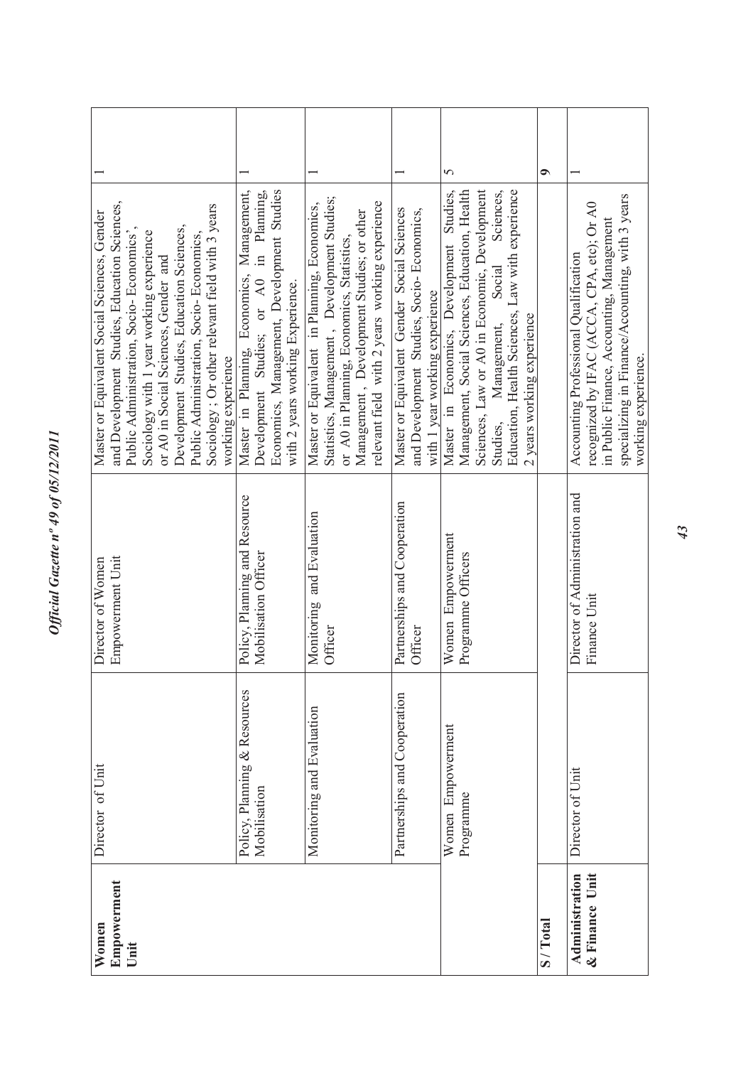| | | | | |
|---|---|---|---|---|
| **Women Empowerment Unit** | Director of Unit | Director of Women Empowerment Unit | Master or Equivalent Social Sciences, Gender and Development Studies, Education Sciences, Public Administration, Socio- Economics', Sociology with 1 year working experience or A0 in Social Sciences, Gender and Development Studies, Education Sciences, Public Administration, Socio- Economics, Sociology ; Or other relevant field with 3 years working experience | 1 |
| | Policy, Planning & Resources Mobilisation | Policy, Planning and Resource Mobilisation Officer | Master in Planning, Economics, Management, Development Studies; or A0 in Planning, Economics, Management, Development Studies with 2 years working Experience. | 1 |
| | Monitoring and Evaluation | Monitoring and Evaluation Officer | Master or Equivalent in Planning, Economics, Statistics, Management , Development Studies; or A0 in Planning, Economics, Statistics, Management , Development Studies; or other relevant field with 2 years working experience | 1 |
| | Partnerships and Cooperation | Partnerships and Cooperation Officer | Master or Equivalent Gender Social Sciences and Development Studies, Socio- Economics, with 1 year working experience | 1 |
| | Women Empowerment Programme | Women Empowerment Programme Officers | Master in Economics, Development Studies, Management, Social Sciences, Education, Health Sciences, Law or A0 in Economic, Development Studies, Management, Social Sciences, Education, Health Sciences, Law with experience 2 years working experience | 5 |
| **S/ Total** | | | | **9** |
| **Administration & Finance Unit** | Director of Unit | Director of Administration and Finance Unit | Accounting Professional Qualification recognized by IFAC (ACCA, CPA, etc); Or A0 in Public Finance, Accounting, Management specializing in Finance/Accounting, with 3 years working experience. | 1 |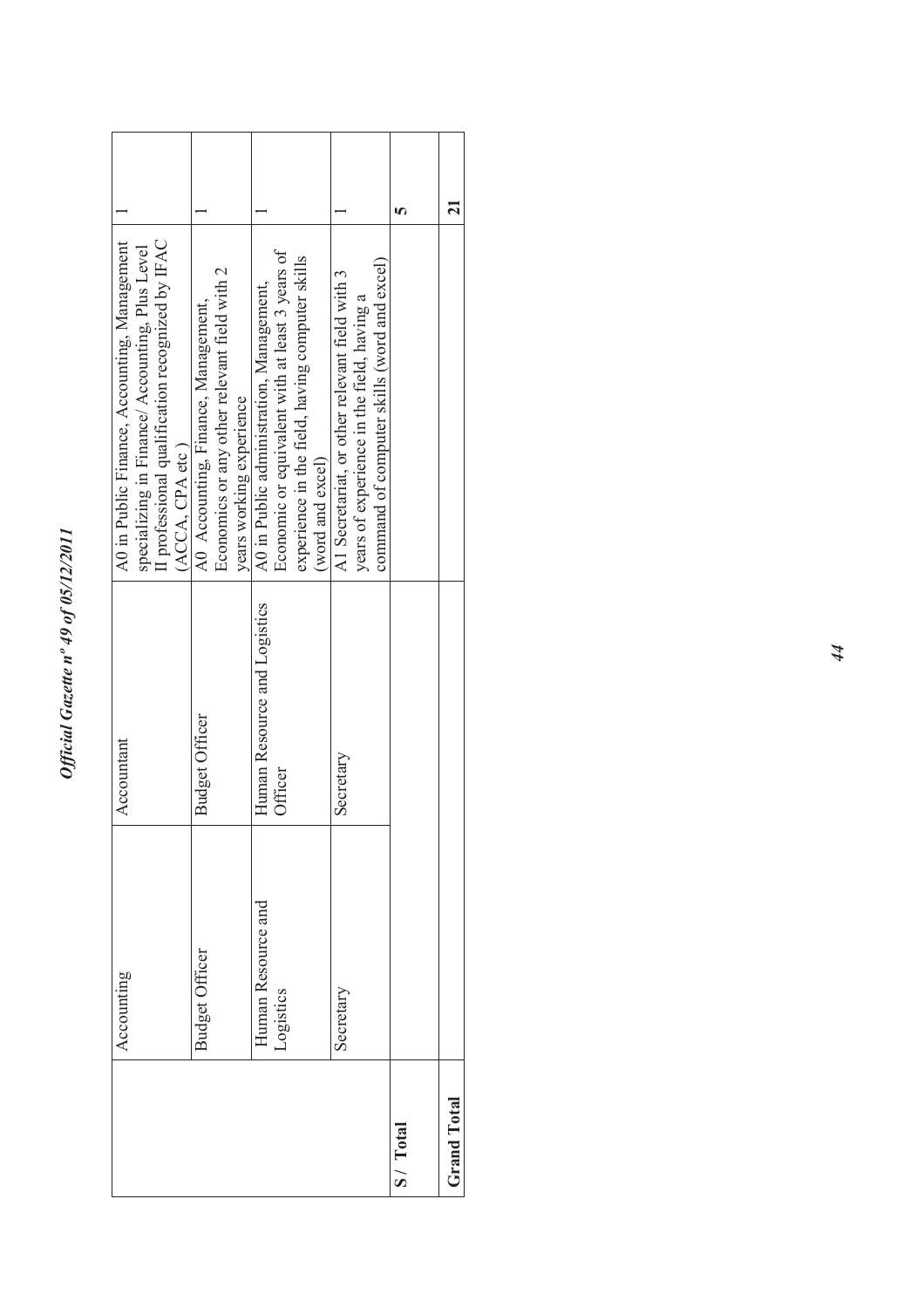| | | | | |
|---|---|---|---|---|
| | Accounting | Accountant | A0 in Public Finance, Accounting, Management specializing in Finance/ Accounting, Plus Level II professional qualification recognized by IFAC (ACCA, CPA etc ) | 1 |
| | Budget Officer | Budget Officer | A0 Accounting, Finance, Management, Economics or any other relevant field with 2 years working experience | 1 |
| | Human Resource and Logistics | Human Resource and Logistics Officer | A0 in Public administration, Management, Economic or equivalent with at least 3 years of experience in the field, having computer skills (word and excel) | 1 |
| | Secretary | Secretary | A1 Secretariat, or other relevant field with 3 years of experience in the field, having a command of computer skills (word and excel) | 1 |
| **S/ Total** | | | | **5** |
| **Grand Total** | | | | **21** |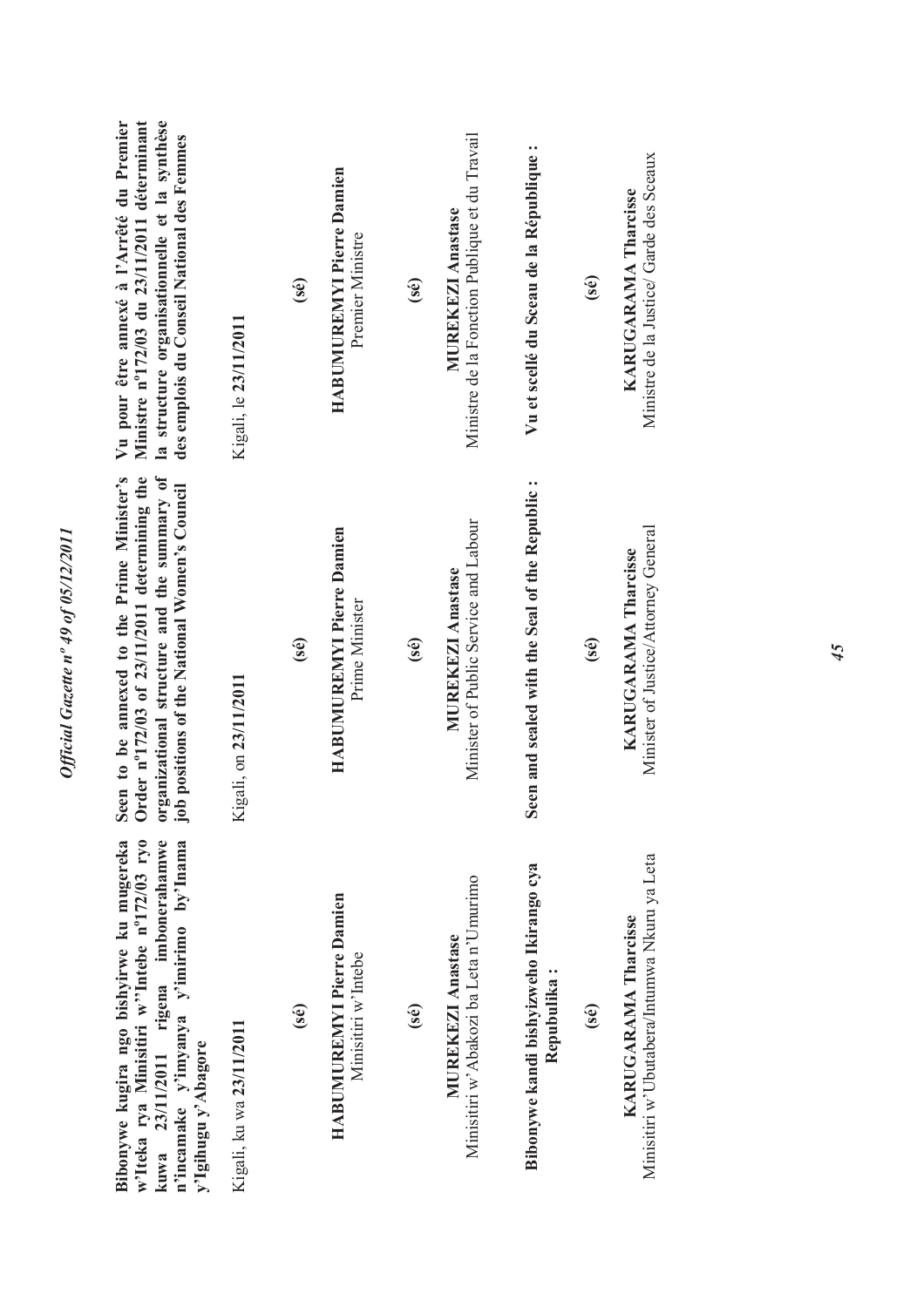**Bibonywe kugira ngo bishyirwe ku mugereka w'Iteka rya Minisitiri w'Intebe nº172/03 ryo kuwa 23/11/2011 rigena imbonerahamwe n'incamake y'imyanya y'imirimo by'Inama y'Igihugu y'Abagore**

Kigali, ku wa **23/11/2011**

**(sé)**

**HABUMUREMYI Pierre Damien**
Minisitiri w'Intebe

**(sé)**

**MUREKEZI Anastase**
Minisitiri w'Abakozi ba Leta n'Umurimo

**Bibonywe kandi bishyizweho Ikirango cya Repubulika :**

**(sé)**

**KARUGARAMA Tharcisse**
Minisitiri w'Ubutabera/Intumwa Nkuru ya Leta

---

**Seen to be annexed to the Prime Minister's Order nº172/03 of 23/11/2011 determining the organizational structure and the summary of job positions of the National Women's Council**

Kigali, on **23/11/2011**

**(sé)**

**HABUMUREMYI Pierre Damien**
Prime Minister

**(sé)**

**MUREKEZI Anastase**
Minister of Public Service and Labour

**Seen and sealed with the Seal of the Republic :**

**(sé)**

**KARUGARAMA Tharcisse**
Minister of Justice/Attorney General

---

**Vu pour être annexé à l'Arrêté du Premier Ministre nº172/03 du 23/11/2011 déterminant la structure organisationnelle et la synthèse des emplois du Conseil National des Femmes**

Kigali, le **23/11/2011**

**(sé)**

**HABUMUREMYI Pierre Damien**
Premier Ministre

**(sé)**

**MUREKEZI Anastase**
Ministre de la Fonction Publique et du Travail

**Vu et scellé du Sceau de la République :**

**(sé)**

**KARUGARAMA Tharcisse**
Ministre de la Justice/ Garde des Sceaux